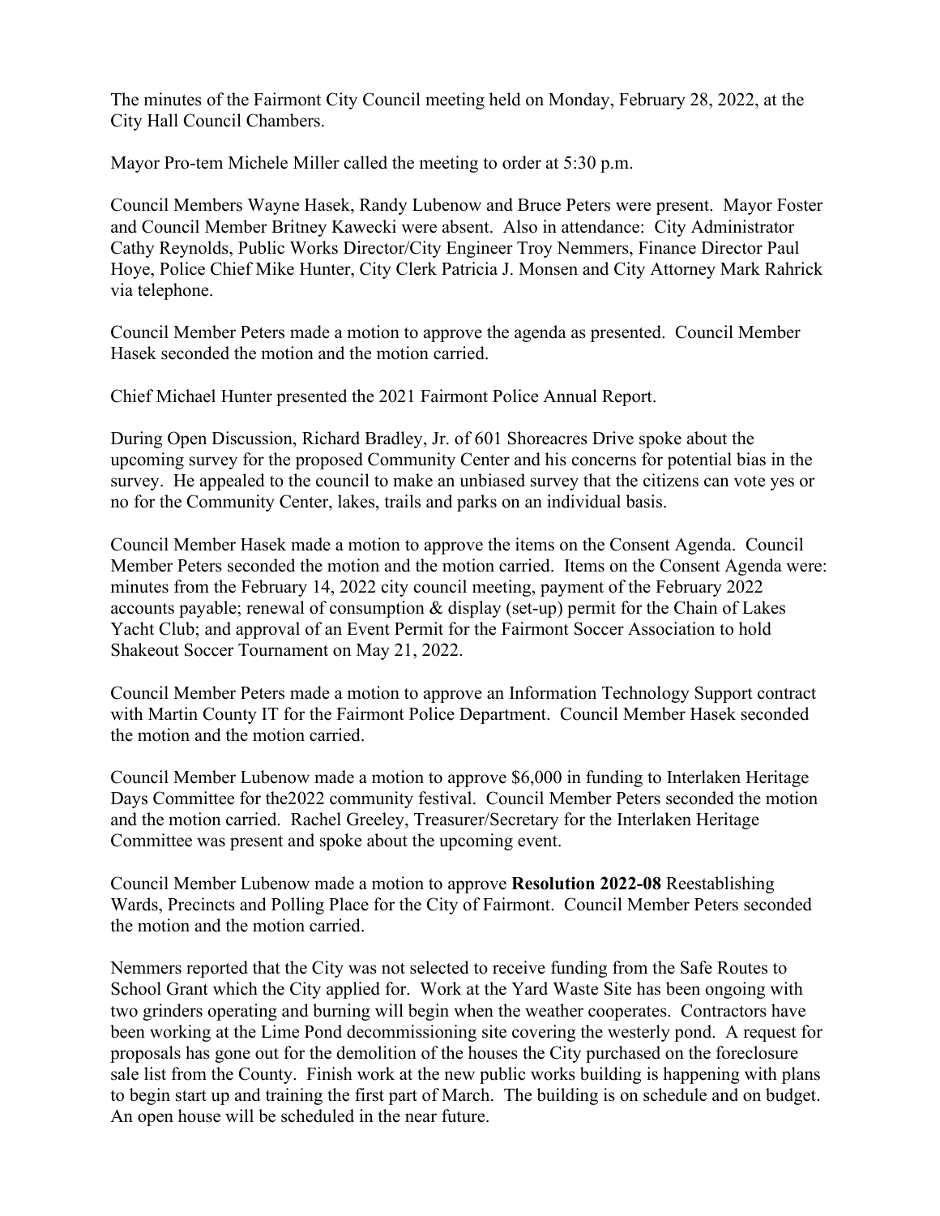The minutes of the Fairmont City Council meeting held on Monday, February 28, 2022, at the City Hall Council Chambers.

Mayor Pro-tem Michele Miller called the meeting to order at 5:30 p.m.

Council Members Wayne Hasek, Randy Lubenow and Bruce Peters were present. Mayor Foster and Council Member Britney Kawecki were absent. Also in attendance: City Administrator Cathy Reynolds, Public Works Director/City Engineer Troy Nemmers, Finance Director Paul Hoye, Police Chief Mike Hunter, City Clerk Patricia J. Monsen and City Attorney Mark Rahrick via telephone.

Council Member Peters made a motion to approve the agenda as presented. Council Member Hasek seconded the motion and the motion carried.

Chief Michael Hunter presented the 2021 Fairmont Police Annual Report.

During Open Discussion, Richard Bradley, Jr. of 601 Shoreacres Drive spoke about the upcoming survey for the proposed Community Center and his concerns for potential bias in the survey. He appealed to the council to make an unbiased survey that the citizens can vote yes or no for the Community Center, lakes, trails and parks on an individual basis.

Council Member Hasek made a motion to approve the items on the Consent Agenda. Council Member Peters seconded the motion and the motion carried. Items on the Consent Agenda were: minutes from the February 14, 2022 city council meeting, payment of the February 2022 accounts payable; renewal of consumption & display (set-up) permit for the Chain of Lakes Yacht Club; and approval of an Event Permit for the Fairmont Soccer Association to hold Shakeout Soccer Tournament on May 21, 2022.

Council Member Peters made a motion to approve an Information Technology Support contract with Martin County IT for the Fairmont Police Department. Council Member Hasek seconded the motion and the motion carried.

Council Member Lubenow made a motion to approve $6,000 in funding to Interlaken Heritage Days Committee for the2022 community festival. Council Member Peters seconded the motion and the motion carried. Rachel Greeley, Treasurer/Secretary for the Interlaken Heritage Committee was present and spoke about the upcoming event.

Council Member Lubenow made a motion to approve **Resolution 2022-08** Reestablishing Wards, Precincts and Polling Place for the City of Fairmont. Council Member Peters seconded the motion and the motion carried.

Nemmers reported that the City was not selected to receive funding from the Safe Routes to School Grant which the City applied for. Work at the Yard Waste Site has been ongoing with two grinders operating and burning will begin when the weather cooperates. Contractors have been working at the Lime Pond decommissioning site covering the westerly pond. A request for proposals has gone out for the demolition of the houses the City purchased on the foreclosure sale list from the County. Finish work at the new public works building is happening with plans to begin start up and training the first part of March. The building is on schedule and on budget. An open house will be scheduled in the near future.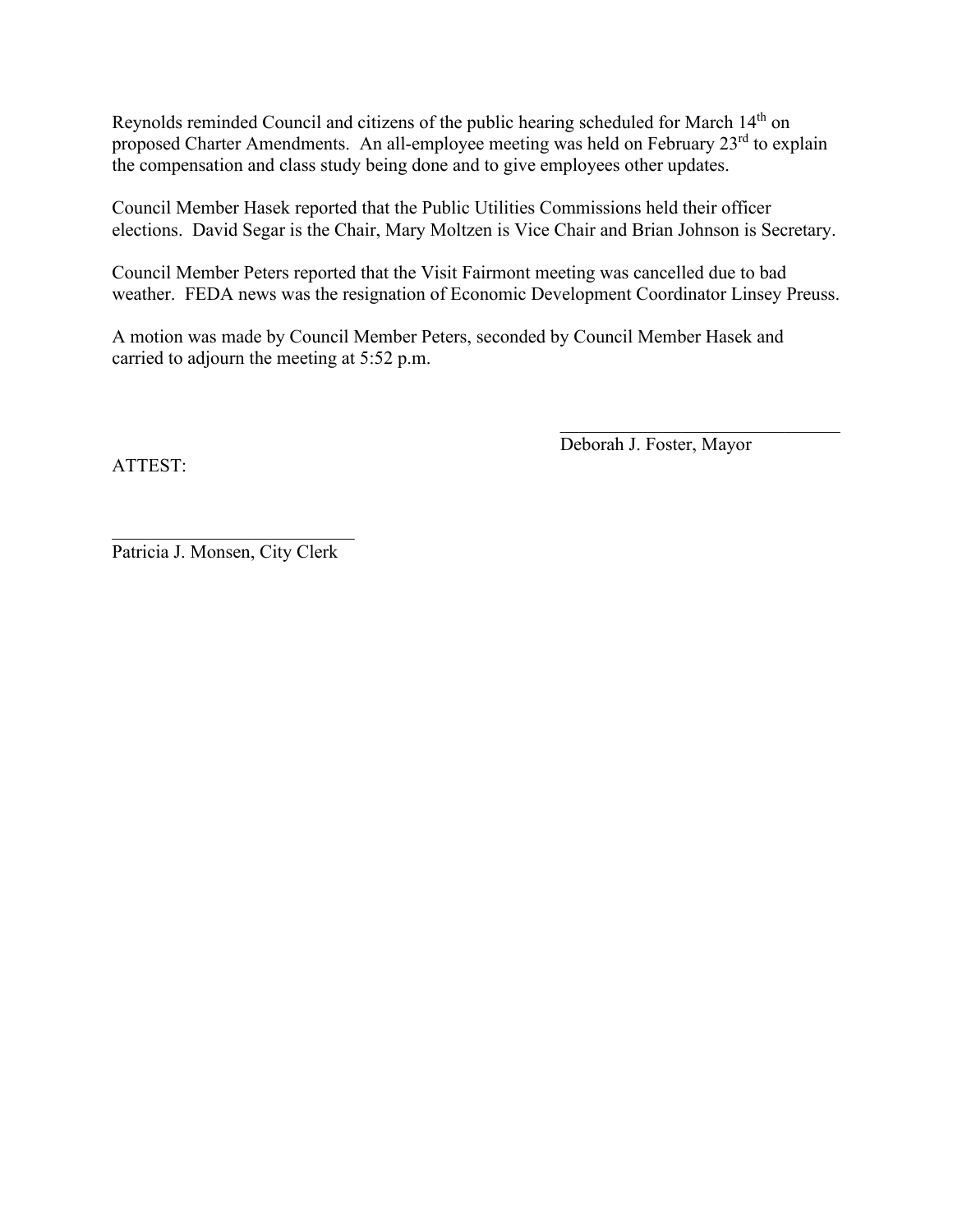Reynolds reminded Council and citizens of the public hearing scheduled for March 14th on proposed Charter Amendments. An all-employee meeting was held on February 23rd to explain the compensation and class study being done and to give employees other updates.

Council Member Hasek reported that the Public Utilities Commissions held their officer elections. David Segar is the Chair, Mary Moltzen is Vice Chair and Brian Johnson is Secretary.

Council Member Peters reported that the Visit Fairmont meeting was cancelled due to bad weather. FEDA news was the resignation of Economic Development Coordinator Linsey Preuss.

A motion was made by Council Member Peters, seconded by Council Member Hasek and carried to adjourn the meeting at 5:52 p.m.

\_\_\_\_\_\_\_\_\_\_\_\_\_\_\_\_\_\_\_\_\_\_\_\_\_\_\_\_\_\_

Deborah J. Foster, Mayor

ATTEST:

\_\_\_\_\_\_\_\_\_\_\_\_\_\_\_\_\_\_\_\_\_\_\_\_\_\_\_\_\_\_

Patricia J. Monsen, City Clerk